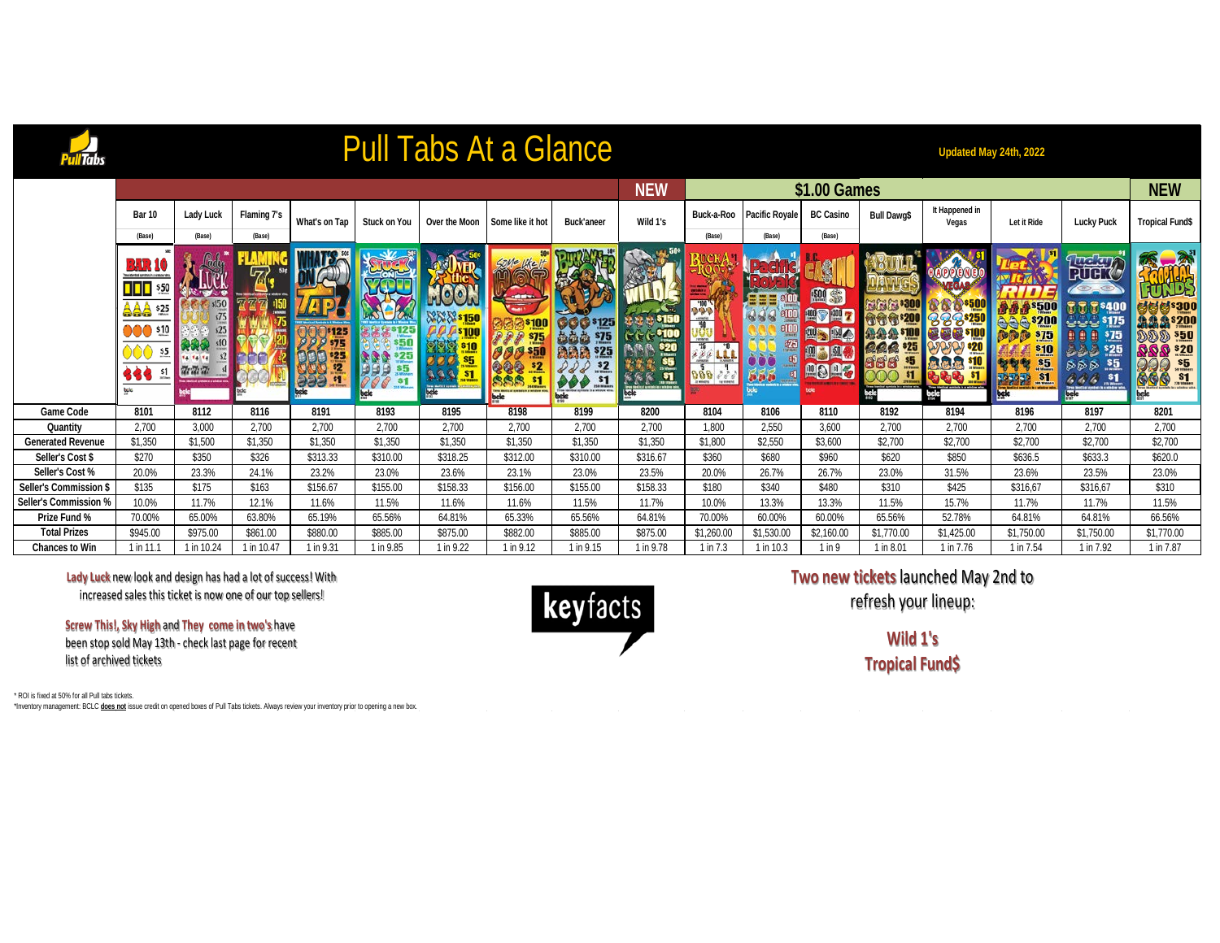# Pull Tabs At a Glance

Updated May 24th, 2022

| | Bar 10 (Base) | Lady Luck (Base) | Flaming 7's (Base) | What's on Tap | Stuck on You | Over the Moon | Some like it hot | Buck'aneer | NEW Wild 1's | $1.00 Games Buck-a-Roo (Base) | Pacific Royale (Base) | BC Casino (Base) | Bull Dawg$ | It Happened in Vegas | Let it Ride | Lucky Puck | NEW Tropical Fund$ |
|---|---|---|---|---|---|---|---|---|---|---|---|---|---|---|---|---|---|
| Game Code | 8101 | 8112 | 8116 | 8191 | 8193 | 8195 | 8198 | 8199 | 8200 | 8104 | 8106 | 8110 | 8192 | 8194 | 8196 | 8197 | 8201 |
| Quantity | 2,700 | 3,000 | 2,700 | 2,700 | 2,700 | 2,700 | 2,700 | 2,700 | 2,700 | 1,800 | 2,550 | 3,600 | 2,700 | 2,700 | 2,700 | 2,700 | 2,700 |
| Generated Revenue | $1,350 | $1,500 | $1,350 | $1,350 | $1,350 | $1,350 | $1,350 | $1,350 | $1,350 | $1,800 | $2,550 | $3,600 | $2,700 | $2,700 | $2,700 | $2,700 | $2,700 |
| Seller's Cost $ | $270 | $350 | $326 | $313.33 | $310.00 | $318.25 | $312.00 | $310.00 | $316.67 | $360 | $680 | $960 | $620 | $850 | $636.5 | $633.3 | $620.0 |
| Seller's Cost % | 20.0% | 23.3% | 24.1% | 23.2% | 23.0% | 23.6% | 23.1% | 23.0% | 23.5% | 20.0% | 26.7% | 26.7% | 23.0% | 31.5% | 23.6% | 23.5% | 23.0% |
| Seller's Commission $ | $135 | $175 | $163 | $156.67 | $155.00 | $158.33 | $156.00 | $155.00 | $158.33 | $180 | $340 | $480 | $310 | $425 | $316,67 | $316,67 | $310 |
| Seller's Commission % | 10.0% | 11.7% | 12.1% | 11.6% | 11.5% | 11.6% | 11.6% | 11.5% | 11.7% | 10.0% | 13.3% | 13.3% | 11.5% | 15.7% | 11.7% | 11.7% | 11.5% |
| Prize Fund % | 70.00% | 65.00% | 63.80% | 65.19% | 65.56% | 64.81% | 65.33% | 65.56% | 64.81% | 70.00% | 60.00% | 60.00% | 65.56% | 52.78% | 64.81% | 64.81% | 66.56% |
| Total Prizes | $945.00 | $975.00 | $861.00 | $880.00 | $885.00 | $875.00 | $882.00 | $885.00 | $875.00 | $1,260.00 | $1,530.00 | $2,160.00 | $1,770.00 | $1,425.00 | $1,750.00 | $1,750.00 | $1,770.00 |
| Chances to Win | 1 in 11.1 | 1 in 10.24 | 1 in 10.47 | 1 in 9.31 | 1 in 9.85 | 1 in 9.22 | 1 in 9.12 | 1 in 9.15 | 1 in 9.78 | 1 in 7.3 | 1 in 10.3 | 1 in 9 | 1 in 8.01 | 1 in 7.76 | 1 in 7.54 | 1 in 7.92 | 1 in 7.87 |

**Lady Luck** new look and design has had a lot of success! With increased sales this ticket is now one of our top sellers!

**Screw This!**, **Sky High** and **They come in two's** have been stop sold May 13th - check last page for recent list of archived tickets

keyfacts

**Two new tickets** launched May 2nd to refresh your lineup:

**Wild 1's**
**Tropical Fund$**

\* ROI is fixed at 50% for all Pull tabs tickets.
\*Inventory management: BCLC **does not** issue credit on opened boxes of Pull Tabs tickets. Always review your inventory prior to opening a new box.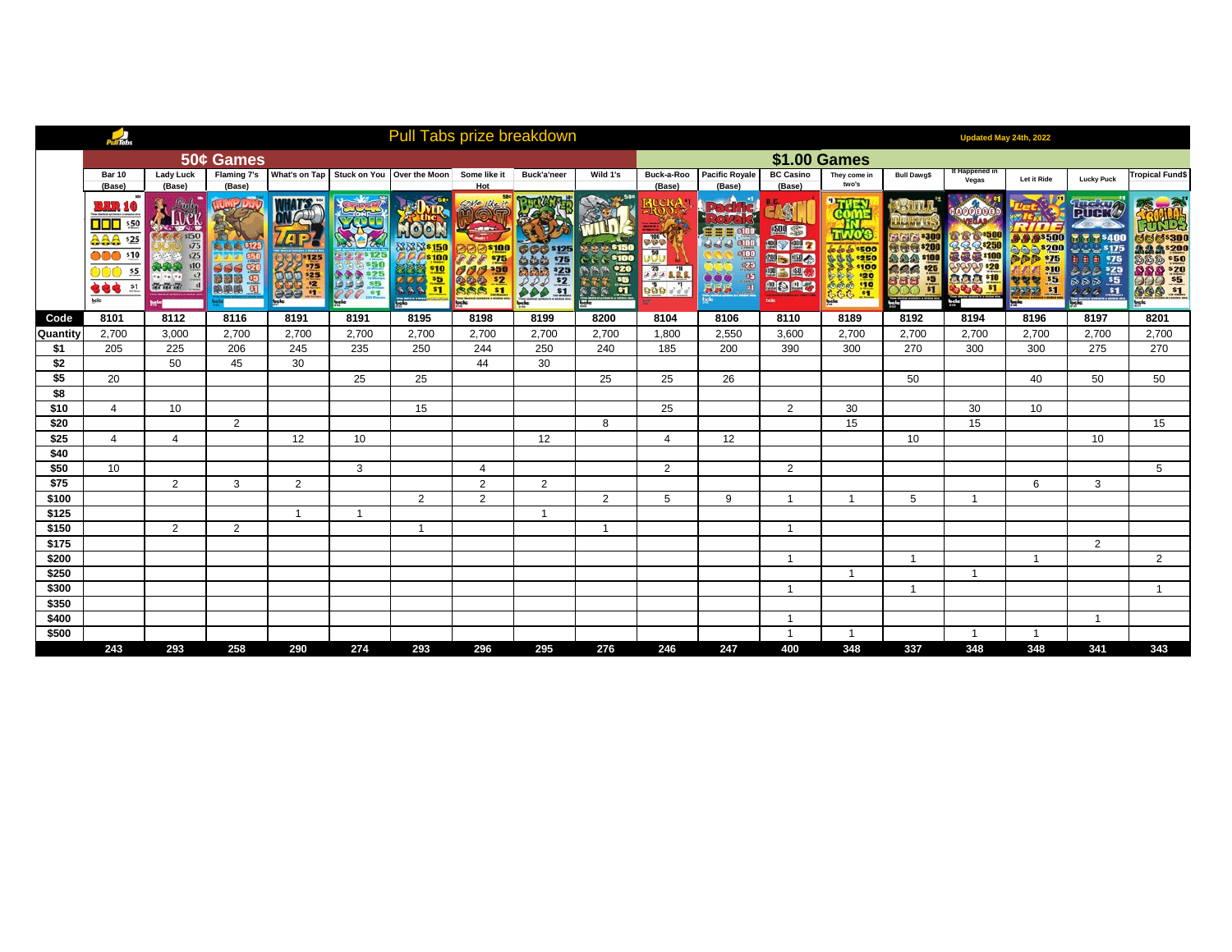# Pull Tabs prize breakdown

Updated May 24th, 2022

| | 50¢ Games | | | | | | | | | $1.00 Games | | | | | | | | |
|---|---|---|---|---|---|---|---|---|---|---|---|---|---|---|---|---|---|---|
| | Bar 10 (Base) | Lady Luck (Base) | Flaming 7's (Base) | What's on Tap | Stuck on You | Over the Moon | Some like it Hot | Buck'a'neer | Wild 1's | Buck-a-Roo (Base) | Pacific Royale (Base) | BC Casino (Base) | They come in two's | Bull Dawg$ | It Happened in Vegas | Let it Ride | Lucky Puck | Tropical Fund$ |
| **Code** | 8101 | 8112 | 8116 | 8191 | 8191 | 8195 | 8198 | 8199 | 8200 | 8104 | 8106 | 8110 | 8189 | 8192 | 8194 | 8196 | 8197 | 8201 |
| **Quantity** | 2,700 | 3,000 | 2,700 | 2,700 | 2,700 | 2,700 | 2,700 | 2,700 | 2,700 | 1,800 | 2,550 | 3,600 | 2,700 | 2,700 | 2,700 | 2,700 | 2,700 | 2,700 |
| **$1** | 205 | 225 | 206 | 245 | 235 | 250 | 244 | 250 | 240 | 185 | 200 | 390 | 300 | 270 | 300 | 300 | 275 | 270 |
| **$2** | | 50 | 45 | 30 | | | 44 | 30 | | | | | | | | | | |
| **$5** | 20 | | | | 25 | 25 | | | 25 | 25 | 26 | | | 50 | | 40 | 50 | 50 |
| **$8** | | | | | | | | | | | | | | | | | | |
| **$10** | 4 | 10 | | | | 15 | | | | 25 | | 2 | 30 | | 30 | 10 | | |
| **$20** | | | 2 | | | | | | 8 | | | | 15 | | 15 | | | 15 |
| **$25** | 4 | 4 | | 12 | 10 | | | 12 | | 4 | 12 | | | 10 | | | 10 | |
| **$40** | | | | | | | | | | | | | | | | | | |
| **$50** | 10 | | | | 3 | | 4 | | | 2 | | 2 | | | | | | 5 |
| **$75** | | 2 | 3 | 2 | | | 2 | 2 | | | | | | | | 6 | 3 | |
| **$100** | | | | | | 2 | 2 | | 2 | 5 | 9 | 1 | 1 | 5 | 1 | | | |
| **$125** | | | | 1 | 1 | | | 1 | | | | | | | | | | |
| **$150** | | 2 | 2 | | | 1 | | | 1 | | | 1 | | | | | | |
| **$175** | | | | | | | | | | | | | | | | | 2 | |
| **$200** | | | | | | | | | | | | 1 | | 1 | | 1 | | 2 |
| **$250** | | | | | | | | | | | | | 1 | | 1 | | | |
| **$300** | | | | | | | | | | | | 1 | | 1 | | | | 1 |
| **$350** | | | | | | | | | | | | | | | | | | |
| **$400** | | | | | | | | | | | | 1 | | | | | 1 | |
| **$500** | | | | | | | | | | | | 1 | 1 | | 1 | 1 | | |
| | **243** | **293** | **258** | **290** | **274** | **293** | **296** | **295** | **276** | **246** | **247** | **400** | **348** | **337** | **348** | **348** | **341** | **343** |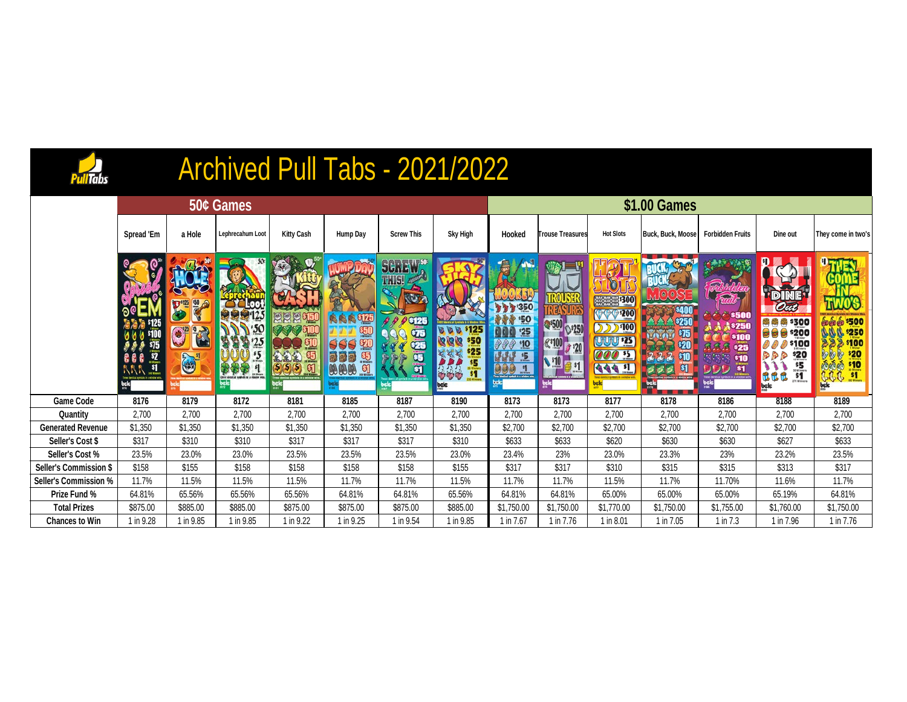# Archived Pull Tabs - 2021/2022

| | 50¢ Games | | | | | | | $1.00 Games | | | | | | |
|---|---|---|---|---|---|---|---|---|---|---|---|---|---|---|
| | Spread 'Em | a Hole | Lephrecahum Loot | Kitty Cash | Hump Day | Screw This | Sky High | Hooked | Trouse Treasures | Hot Slots | Buck, Buck, Moose | Forbidden Fruits | Dine out | They come in two's |
| Game Code | 8176 | 8179 | 8172 | 8181 | 8185 | 8187 | 8190 | 8173 | 8173 | 8177 | 8178 | 8186 | 8188 | 8189 |
| Quantity | 2,700 | 2,700 | 2,700 | 2,700 | 2,700 | 2,700 | 2,700 | 2,700 | 2,700 | 2,700 | 2,700 | 2,700 | 2,700 | 2,700 |
| Generated Revenue | $1,350 | $1,350 | $1,350 | $1,350 | $1,350 | $1,350 | $1,350 | $2,700 | $2,700 | $2,700 | $2,700 | $2,700 | $2,700 | $2,700 |
| Seller's Cost $ | $317 | $310 | $310 | $317 | $317 | $317 | $310 | $633 | $633 | $620 | $630 | $630 | $627 | $633 |
| Seller's Cost % | 23.5% | 23.0% | 23.0% | 23.5% | 23.5% | 23.5% | 23.0% | 23.4% | 23% | 23.0% | 23.3% | 23% | 23.2% | 23.5% |
| Seller's Commission $ | $158 | $155 | $158 | $158 | $158 | $158 | $155 | $317 | $317 | $310 | $315 | $315 | $313 | $317 |
| Seller's Commission % | 11.7% | 11.5% | 11.5% | 11.5% | 11.7% | 11.7% | 11.5% | 11.7% | 11.7% | 11.5% | 11.7% | 11.70% | 11.6% | 11.7% |
| Prize Fund % | 64.81% | 65.56% | 65.56% | 65.56% | 64.81% | 64.81% | 65.56% | 64.81% | 64.81% | 65.00% | 65.00% | 65.00% | 65.19% | 64.81% |
| Total Prizes | $875.00 | $885.00 | $885.00 | $875.00 | $875.00 | $875.00 | $885.00 | $1,750.00 | $1,750.00 | $1,770.00 | $1,750.00 | $1,755.00 | $1,760.00 | $1,750.00 |
| Chances to Win | 1 in 9.28 | 1 in 9.85 | 1 in 9.85 | 1 in 9.22 | 1 in 9.25 | 1 in 9.54 | 1 in 9.85 | 1 in 7.67 | 1 in 7.76 | 1 in 8.01 | 1 in 7.05 | 1 in 7.3 | 1 in 7.96 | 1 in 7.76 |